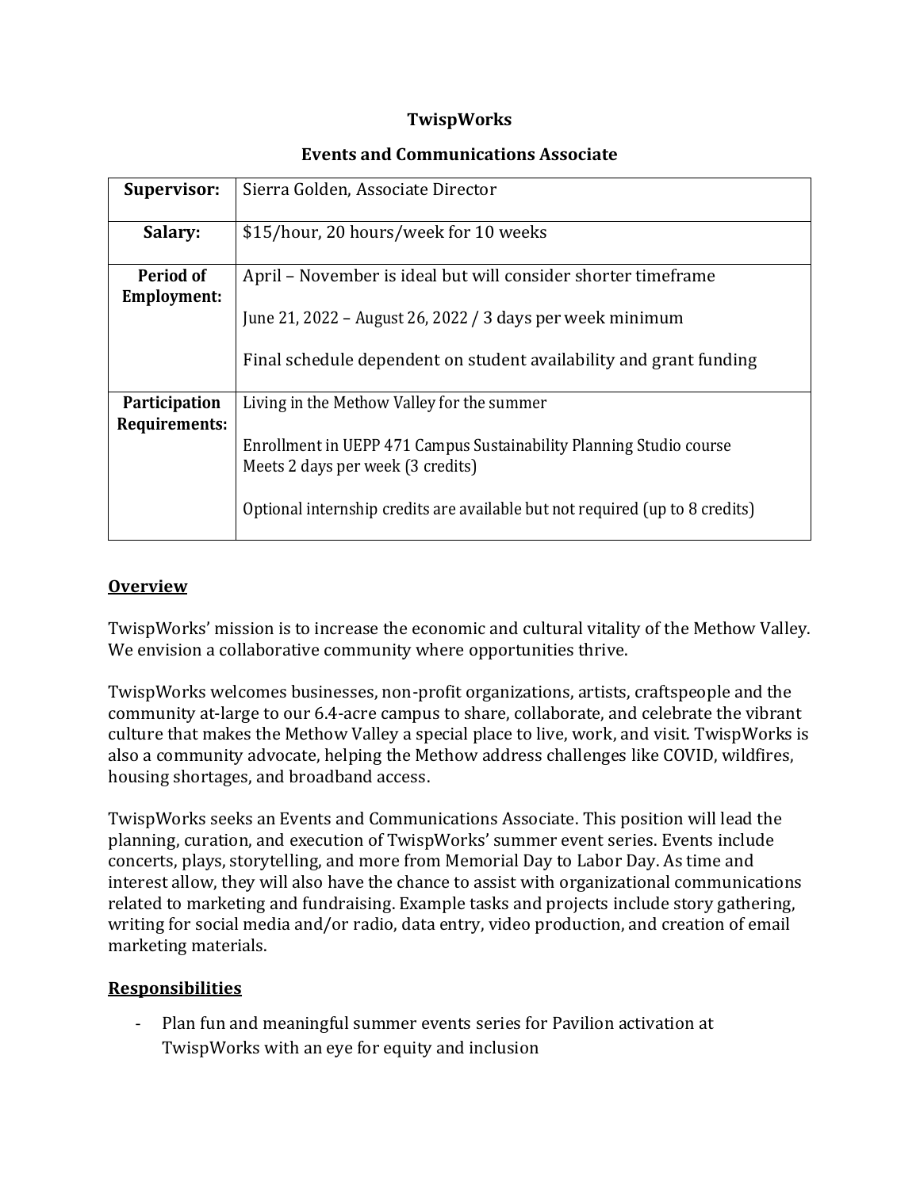# TwispWorks

## Events and Communications Associate

| | |
|---|---|
| **Supervisor:** | Sierra Golden, Associate Director |
| **Salary:** | $15/hour, 20 hours/week for 10 weeks |
| **Period of Employment:** | April – November is ideal but will consider shorter timeframe<br><br>June 21, 2022 – August 26, 2022 / 3 days per week minimum<br><br>Final schedule dependent on student availability and grant funding |
| **Participation Requirements:** | Living in the Methow Valley for the summer<br><br>Enrollment in UEPP 471 Campus Sustainability Planning Studio course<br>Meets 2 days per week (3 credits)<br><br>Optional internship credits are available but not required (up to 8 credits) |

### Overview

TwispWorks' mission is to increase the economic and cultural vitality of the Methow Valley. We envision a collaborative community where opportunities thrive.

TwispWorks welcomes businesses, non-profit organizations, artists, craftspeople and the community at-large to our 6.4-acre campus to share, collaborate, and celebrate the vibrant culture that makes the Methow Valley a special place to live, work, and visit. TwispWorks is also a community advocate, helping the Methow address challenges like COVID, wildfires, housing shortages, and broadband access.

TwispWorks seeks an Events and Communications Associate. This position will lead the planning, curation, and execution of TwispWorks' summer event series. Events include concerts, plays, storytelling, and more from Memorial Day to Labor Day. As time and interest allow, they will also have the chance to assist with organizational communications related to marketing and fundraising. Example tasks and projects include story gathering, writing for social media and/or radio, data entry, video production, and creation of email marketing materials.

### Responsibilities

- Plan fun and meaningful summer events series for Pavilion activation at TwispWorks with an eye for equity and inclusion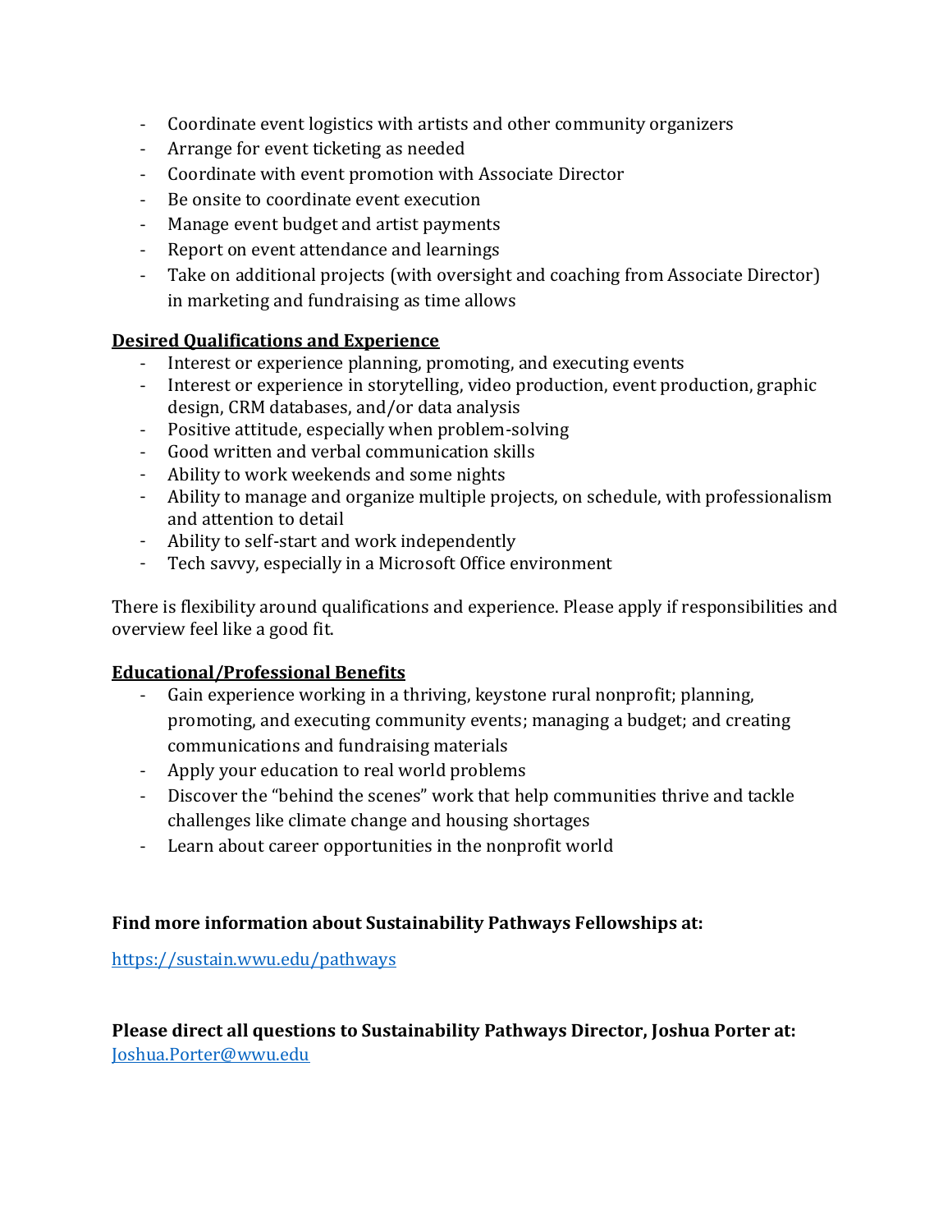- Coordinate event logistics with artists and other community organizers
- Arrange for event ticketing as needed
- Coordinate with event promotion with Associate Director
- Be onsite to coordinate event execution
- Manage event budget and artist payments
- Report on event attendance and learnings
- Take on additional projects (with oversight and coaching from Associate Director) in marketing and fundraising as time allows

**<u>Desired Qualifications and Experience</u>**

- Interest or experience planning, promoting, and executing events
- Interest or experience in storytelling, video production, event production, graphic design, CRM databases, and/or data analysis
- Positive attitude, especially when problem-solving
- Good written and verbal communication skills
- Ability to work weekends and some nights
- Ability to manage and organize multiple projects, on schedule, with professionalism and attention to detail
- Ability to self-start and work independently
- Tech savvy, especially in a Microsoft Office environment

There is flexibility around qualifications and experience. Please apply if responsibilities and overview feel like a good fit.

**<u>Educational/Professional Benefits</u>**

- Gain experience working in a thriving, keystone rural nonprofit; planning, promoting, and executing community events; managing a budget; and creating communications and fundraising materials
- Apply your education to real world problems
- Discover the "behind the scenes" work that help communities thrive and tackle challenges like climate change and housing shortages
- Learn about career opportunities in the nonprofit world

**Find more information about Sustainability Pathways Fellowships at:**

[https://sustain.wwu.edu/pathways](https://sustain.wwu.edu/pathways)

**Please direct all questions to Sustainability Pathways Director, Joshua Porter at:**
[Joshua.Porter@wwu.edu](mailto:Joshua.Porter@wwu.edu)